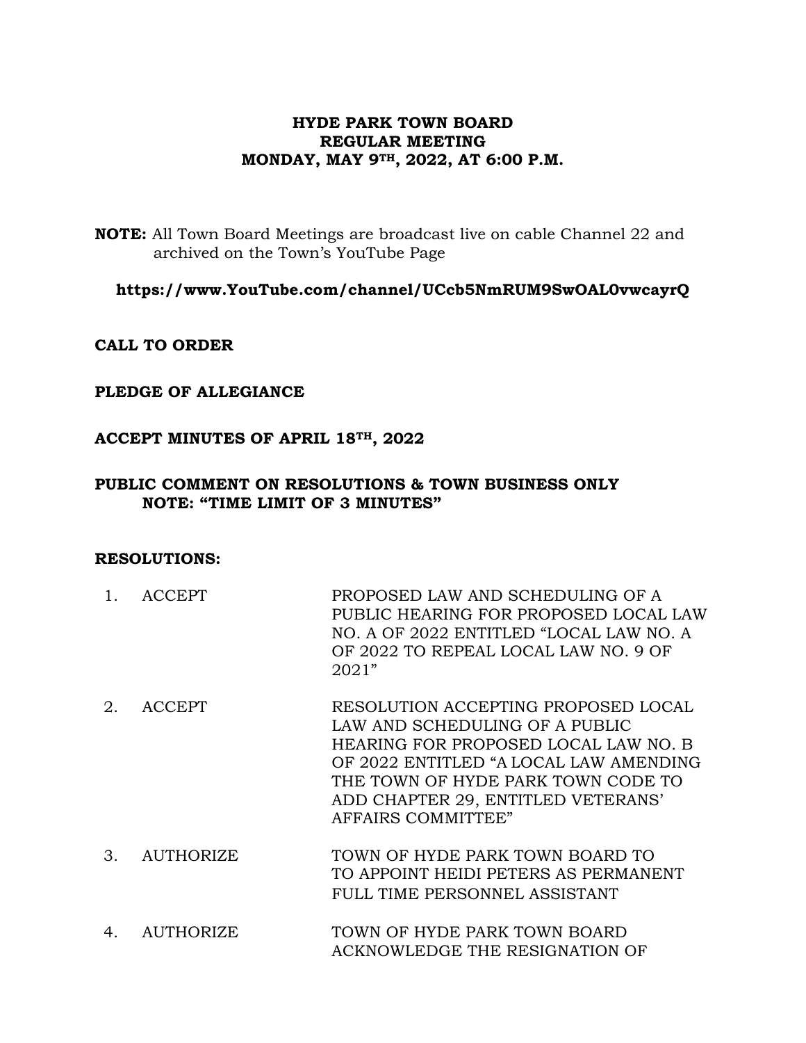# HYDE PARK TOWN BOARD
## REGULAR MEETING
## MONDAY, MAY 9TH, 2022, AT 6:00 P.M.

**NOTE:** All Town Board Meetings are broadcast live on cable Channel 22 and archived on the Town's YouTube Page

**https://www.YouTube.com/channel/UCcb5NmRUM9SwOAL0vwcayrQ**

**CALL TO ORDER**

**PLEDGE OF ALLEGIANCE**

**ACCEPT MINUTES OF APRIL 18TH, 2022**

**PUBLIC COMMENT ON RESOLUTIONS & TOWN BUSINESS ONLY**
**NOTE: "TIME LIMIT OF 3 MINUTES"**

**RESOLUTIONS:**

| | | |
|---|---|---|
| 1. | ACCEPT | PROPOSED LAW AND SCHEDULING OF A PUBLIC HEARING FOR PROPOSED LOCAL LAW NO. A OF 2022 ENTITLED "LOCAL LAW NO. A OF 2022 TO REPEAL LOCAL LAW NO. 9 OF 2021" |
| 2. | ACCEPT | RESOLUTION ACCEPTING PROPOSED LOCAL LAW AND SCHEDULING OF A PUBLIC HEARING FOR PROPOSED LOCAL LAW NO. B OF 2022 ENTITLED "A LOCAL LAW AMENDING THE TOWN OF HYDE PARK TOWN CODE TO ADD CHAPTER 29, ENTITLED VETERANS' AFFAIRS COMMITTEE" |
| 3. | AUTHORIZE | TOWN OF HYDE PARK TOWN BOARD TO TO APPOINT HEIDI PETERS AS PERMANENT FULL TIME PERSONNEL ASSISTANT |
| 4. | AUTHORIZE | TOWN OF HYDE PARK TOWN BOARD ACKNOWLEDGE THE RESIGNATION OF |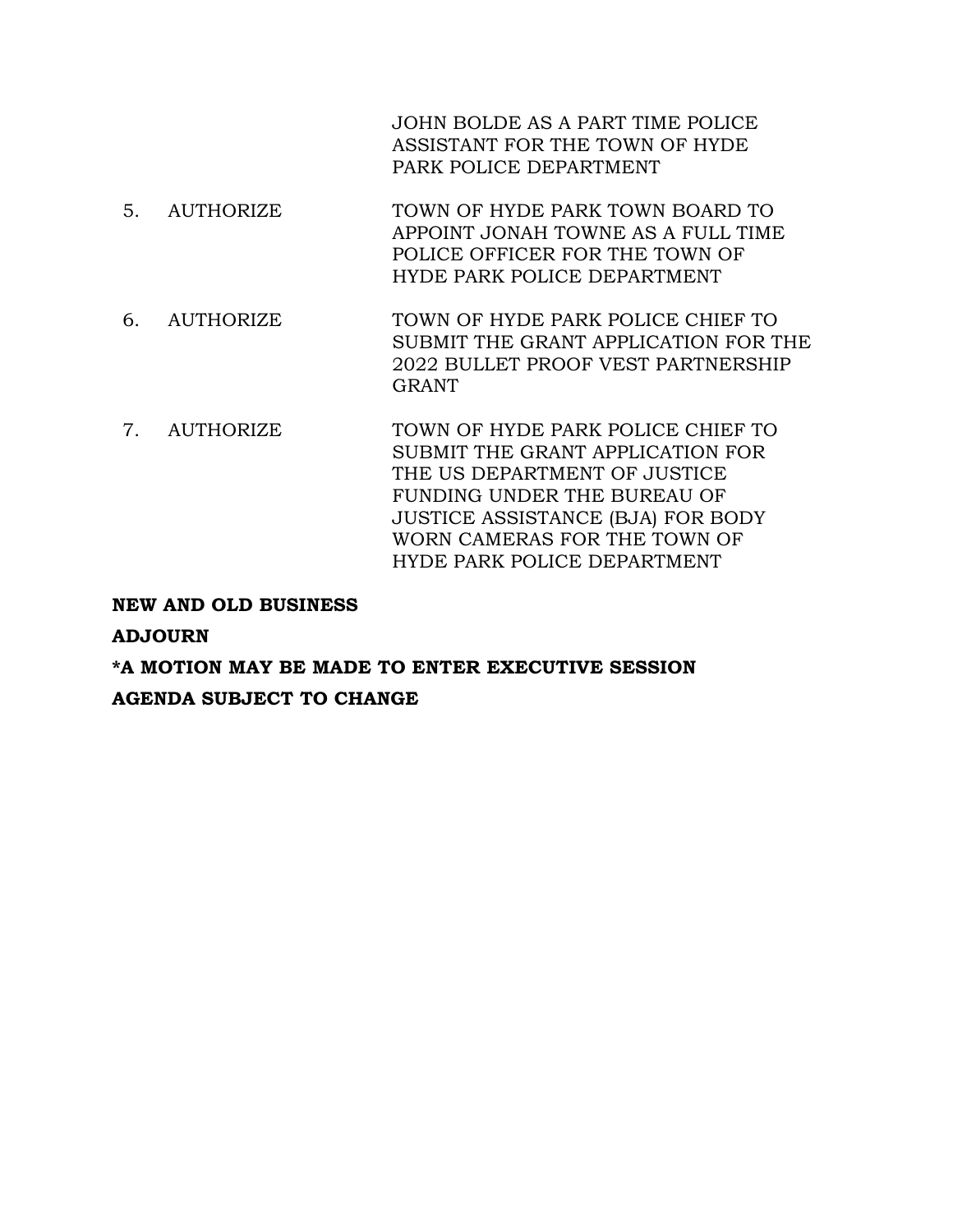JOHN BOLDE AS A PART TIME POLICE ASSISTANT FOR THE TOWN OF HYDE PARK POLICE DEPARTMENT

| | | |
|---|---|---|
| 5. | AUTHORIZE | TOWN OF HYDE PARK TOWN BOARD TO APPOINT JONAH TOWNE AS A FULL TIME POLICE OFFICER FOR THE TOWN OF HYDE PARK POLICE DEPARTMENT |
| 6. | AUTHORIZE | TOWN OF HYDE PARK POLICE CHIEF TO SUBMIT THE GRANT APPLICATION FOR THE 2022 BULLET PROOF VEST PARTNERSHIP GRANT |
| 7. | AUTHORIZE | TOWN OF HYDE PARK POLICE CHIEF TO SUBMIT THE GRANT APPLICATION FOR THE US DEPARTMENT OF JUSTICE FUNDING UNDER THE BUREAU OF JUSTICE ASSISTANCE (BJA) FOR BODY WORN CAMERAS FOR THE TOWN OF HYDE PARK POLICE DEPARTMENT |

**NEW AND OLD BUSINESS**

**ADJOURN**

**\*A MOTION MAY BE MADE TO ENTER EXECUTIVE SESSION**

**AGENDA SUBJECT TO CHANGE**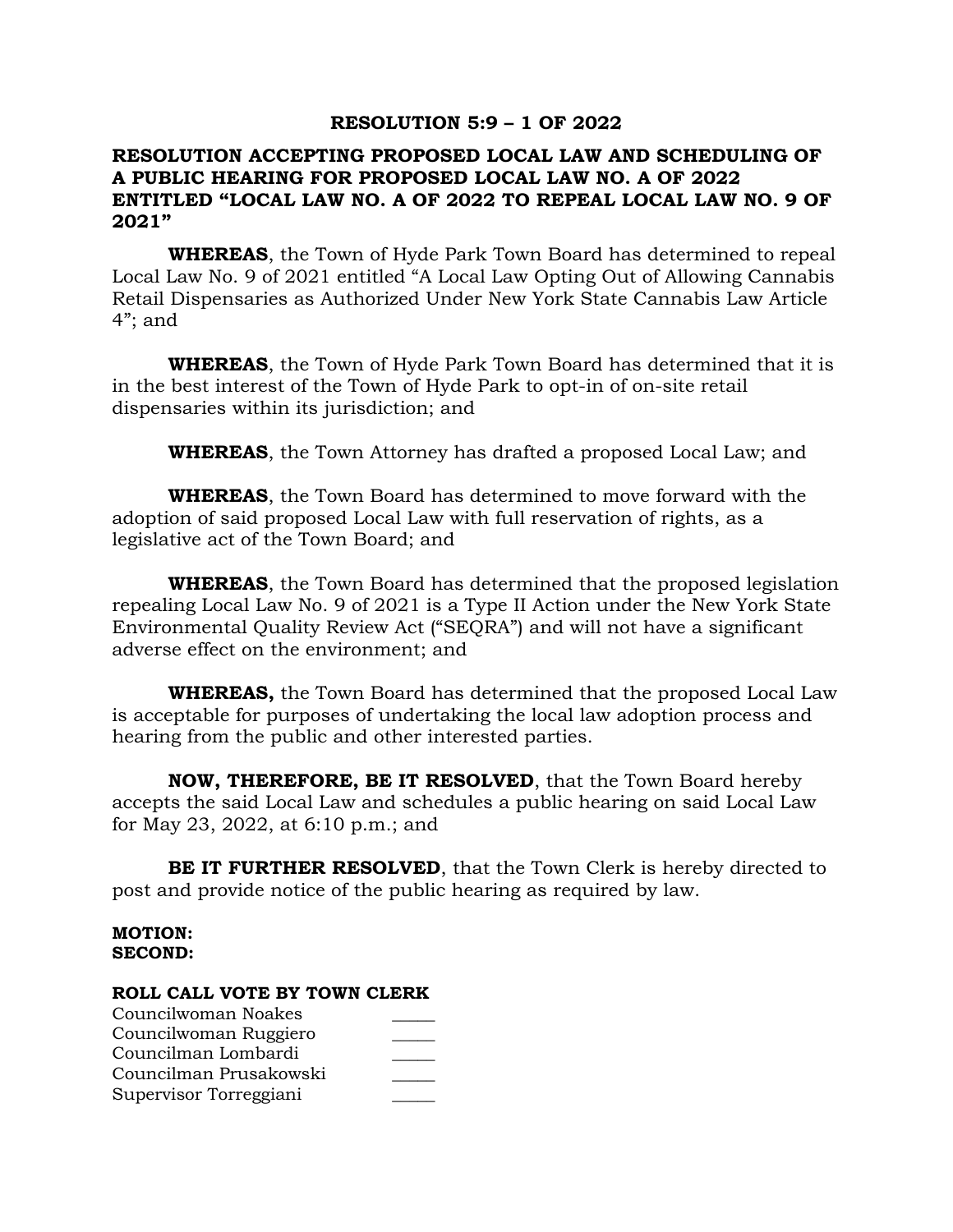# RESOLUTION 5:9 – 1 OF 2022

## RESOLUTION ACCEPTING PROPOSED LOCAL LAW AND SCHEDULING OF A PUBLIC HEARING FOR PROPOSED LOCAL LAW NO. A OF 2022 ENTITLED "LOCAL LAW NO. A OF 2022 TO REPEAL LOCAL LAW NO. 9 OF 2021"

**WHEREAS**, the Town of Hyde Park Town Board has determined to repeal Local Law No. 9 of 2021 entitled "A Local Law Opting Out of Allowing Cannabis Retail Dispensaries as Authorized Under New York State Cannabis Law Article 4"; and

**WHEREAS**, the Town of Hyde Park Town Board has determined that it is in the best interest of the Town of Hyde Park to opt-in of on-site retail dispensaries within its jurisdiction; and

**WHEREAS**, the Town Attorney has drafted a proposed Local Law; and

**WHEREAS**, the Town Board has determined to move forward with the adoption of said proposed Local Law with full reservation of rights, as a legislative act of the Town Board; and

**WHEREAS**, the Town Board has determined that the proposed legislation repealing Local Law No. 9 of 2021 is a Type II Action under the New York State Environmental Quality Review Act ("SEQRA") and will not have a significant adverse effect on the environment; and

**WHEREAS,** the Town Board has determined that the proposed Local Law is acceptable for purposes of undertaking the local law adoption process and hearing from the public and other interested parties.

**NOW, THEREFORE, BE IT RESOLVED**, that the Town Board hereby accepts the said Local Law and schedules a public hearing on said Local Law for May 23, 2022, at 6:10 p.m.; and

**BE IT FURTHER RESOLVED**, that the Town Clerk is hereby directed to post and provide notice of the public hearing as required by law.

**MOTION:**
**SECOND:**

**ROLL CALL VOTE BY TOWN CLERK**

Councilwoman Noakes _____
Councilwoman Ruggiero _____
Councilman Lombardi _____
Councilman Prusakowski _____
Supervisor Torreggiani _____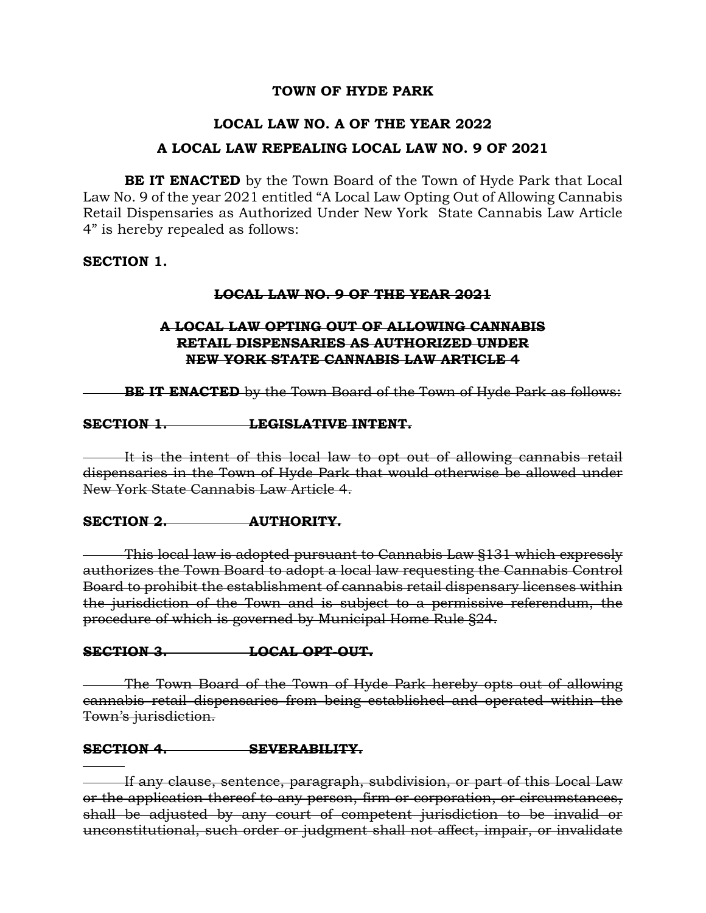**TOWN OF HYDE PARK**

**LOCAL LAW NO. A OF THE YEAR 2022**

**A LOCAL LAW REPEALING LOCAL LAW NO. 9 OF 2021**

**BE IT ENACTED** by the Town Board of the Town of Hyde Park that Local Law No. 9 of the year 2021 entitled "A Local Law Opting Out of Allowing Cannabis Retail Dispensaries as Authorized Under New York State Cannabis Law Article 4" is hereby repealed as follows:

**SECTION 1.**

~~**LOCAL LAW NO. 9 OF THE YEAR 2021**~~

~~**A LOCAL LAW OPTING OUT OF ALLOWING CANNABIS RETAIL DISPENSARIES AS AUTHORIZED UNDER NEW YORK STATE CANNABIS LAW ARTICLE 4**~~

~~**BE IT ENACTED** by the Town Board of the Town of Hyde Park as follows:~~

~~**SECTION 1. LEGISLATIVE INTENT.**~~

~~It is the intent of this local law to opt out of allowing cannabis retail dispensaries in the Town of Hyde Park that would otherwise be allowed under New York State Cannabis Law Article 4.~~

~~**SECTION 2. AUTHORITY.**~~

~~This local law is adopted pursuant to Cannabis Law §131 which expressly authorizes the Town Board to adopt a local law requesting the Cannabis Control Board to prohibit the establishment of cannabis retail dispensary licenses within the jurisdiction of the Town and is subject to a permissive referendum, the procedure of which is governed by Municipal Home Rule §24.~~

~~**SECTION 3. LOCAL OPT-OUT.**~~

~~The Town Board of the Town of Hyde Park hereby opts out of allowing cannabis retail dispensaries from being established and operated within the Town's jurisdiction.~~

~~**SECTION 4. SEVERABILITY.**~~

~~If any clause, sentence, paragraph, subdivision, or part of this Local Law or the application thereof to any person, firm or corporation, or circumstances, shall be adjusted by any court of competent jurisdiction to be invalid or unconstitutional, such order or judgment shall not affect, impair, or invalidate~~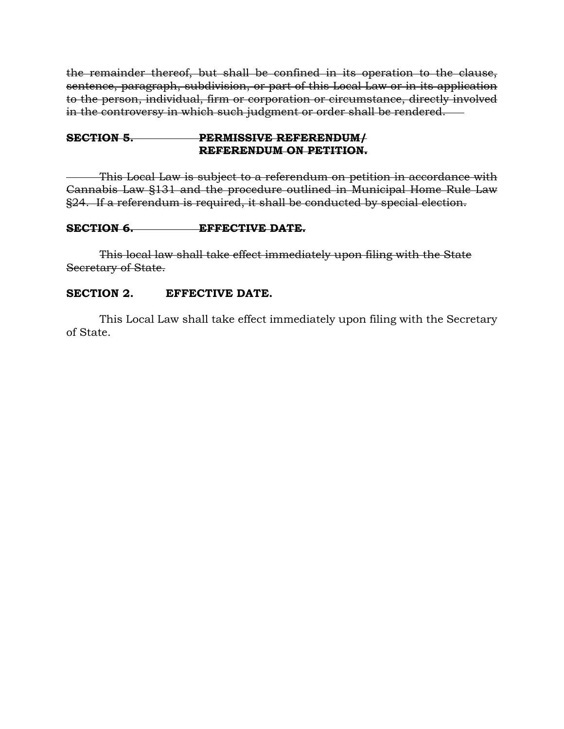~~the remainder thereof, but shall be confined in its operation to the clause, sentence, paragraph, subdivision, or part of this Local Law or in its application to the person, individual, firm or corporation or circumstance, directly involved in the controversy in which such judgment or order shall be rendered.~~

~~**SECTION 5. PERMISSIVE REFERENDUM/ REFERENDUM ON PETITION.**~~

~~This Local Law is subject to a referendum on petition in accordance with Cannabis Law §131 and the procedure outlined in Municipal Home Rule Law §24. If a referendum is required, it shall be conducted by special election.~~

~~**SECTION 6. EFFECTIVE DATE.**~~

~~This local law shall take effect immediately upon filing with the State Secretary of State.~~

**SECTION 2. EFFECTIVE DATE.**

This Local Law shall take effect immediately upon filing with the Secretary of State.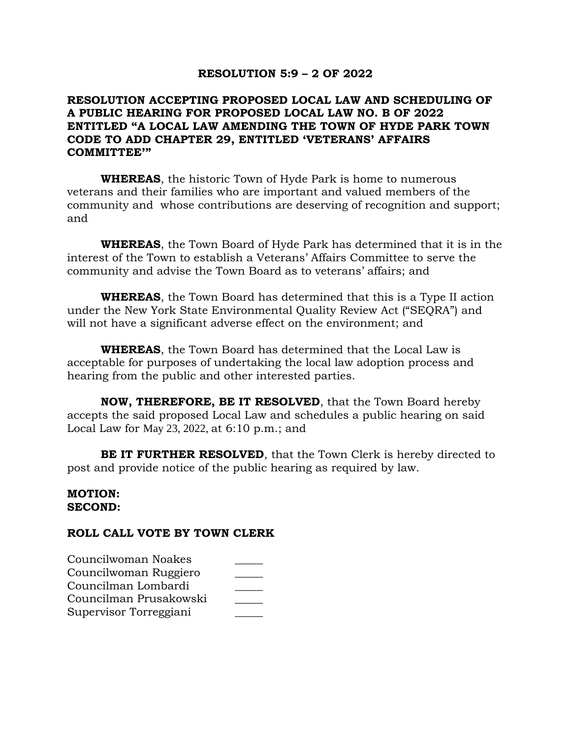**RESOLUTION 5:9 – 2 OF 2022**

**RESOLUTION ACCEPTING PROPOSED LOCAL LAW AND SCHEDULING OF A PUBLIC HEARING FOR PROPOSED LOCAL LAW NO. B OF 2022 ENTITLED "A LOCAL LAW AMENDING THE TOWN OF HYDE PARK TOWN CODE TO ADD CHAPTER 29, ENTITLED 'VETERANS' AFFAIRS COMMITTEE'"**

**WHEREAS**, the historic Town of Hyde Park is home to numerous veterans and their families who are important and valued members of the community and whose contributions are deserving of recognition and support; and

**WHEREAS**, the Town Board of Hyde Park has determined that it is in the interest of the Town to establish a Veterans' Affairs Committee to serve the community and advise the Town Board as to veterans' affairs; and

**WHEREAS**, the Town Board has determined that this is a Type II action under the New York State Environmental Quality Review Act ("SEQRA") and will not have a significant adverse effect on the environment; and

**WHEREAS**, the Town Board has determined that the Local Law is acceptable for purposes of undertaking the local law adoption process and hearing from the public and other interested parties.

**NOW, THEREFORE, BE IT RESOLVED**, that the Town Board hereby accepts the said proposed Local Law and schedules a public hearing on said Local Law for May 23, 2022, at 6:10 p.m.; and

**BE IT FURTHER RESOLVED**, that the Town Clerk is hereby directed to post and provide notice of the public hearing as required by law.

**MOTION:**
**SECOND:**

**ROLL CALL VOTE BY TOWN CLERK**

| | |
|---|---|
| Councilwoman Noakes | _____ |
| Councilwoman Ruggiero | _____ |
| Councilman Lombardi | _____ |
| Councilman Prusakowski | _____ |
| Supervisor Torreggiani | _____ |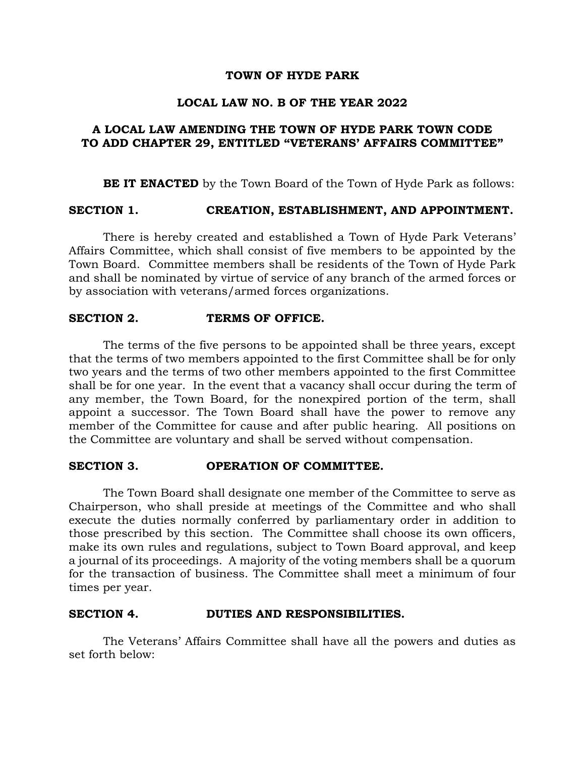**TOWN OF HYDE PARK**

**LOCAL LAW NO. B OF THE YEAR 2022**

**A LOCAL LAW AMENDING THE TOWN OF HYDE PARK TOWN CODE TO ADD CHAPTER 29, ENTITLED "VETERANS' AFFAIRS COMMITTEE"**

**BE IT ENACTED** by the Town Board of the Town of Hyde Park as follows:

**SECTION 1. CREATION, ESTABLISHMENT, AND APPOINTMENT.**

There is hereby created and established a Town of Hyde Park Veterans' Affairs Committee, which shall consist of five members to be appointed by the Town Board. Committee members shall be residents of the Town of Hyde Park and shall be nominated by virtue of service of any branch of the armed forces or by association with veterans/armed forces organizations.

**SECTION 2. TERMS OF OFFICE.**

The terms of the five persons to be appointed shall be three years, except that the terms of two members appointed to the first Committee shall be for only two years and the terms of two other members appointed to the first Committee shall be for one year. In the event that a vacancy shall occur during the term of any member, the Town Board, for the nonexpired portion of the term, shall appoint a successor. The Town Board shall have the power to remove any member of the Committee for cause and after public hearing. All positions on the Committee are voluntary and shall be served without compensation.

**SECTION 3. OPERATION OF COMMITTEE.**

The Town Board shall designate one member of the Committee to serve as Chairperson, who shall preside at meetings of the Committee and who shall execute the duties normally conferred by parliamentary order in addition to those prescribed by this section. The Committee shall choose its own officers, make its own rules and regulations, subject to Town Board approval, and keep a journal of its proceedings. A majority of the voting members shall be a quorum for the transaction of business. The Committee shall meet a minimum of four times per year.

**SECTION 4. DUTIES AND RESPONSIBILITIES.**

The Veterans' Affairs Committee shall have all the powers and duties as set forth below: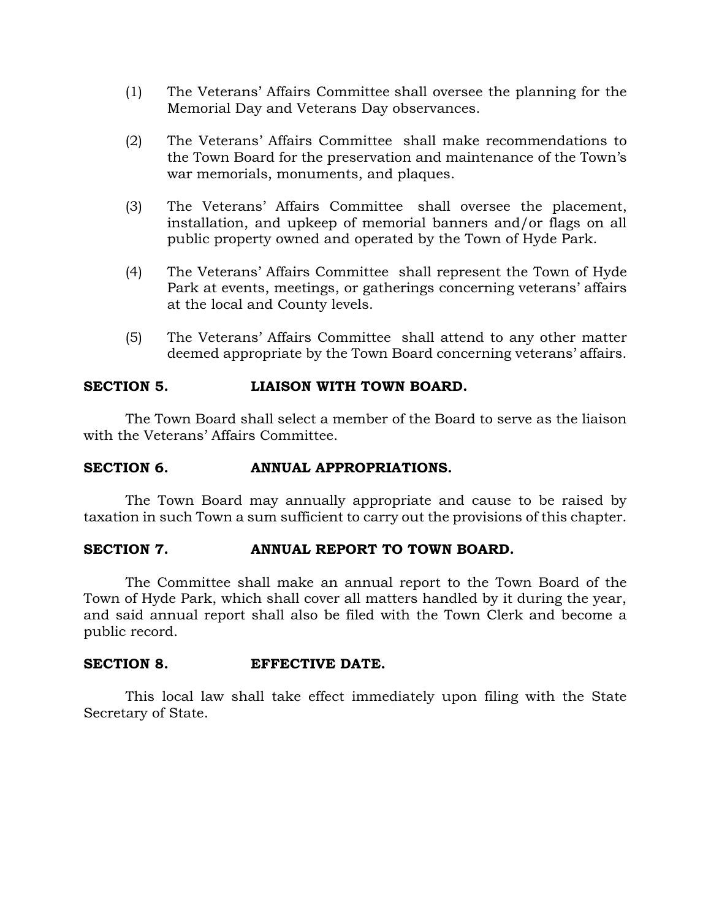(1) The Veterans' Affairs Committee shall oversee the planning for the Memorial Day and Veterans Day observances.

(2) The Veterans' Affairs Committee shall make recommendations to the Town Board for the preservation and maintenance of the Town's war memorials, monuments, and plaques.

(3) The Veterans' Affairs Committee shall oversee the placement, installation, and upkeep of memorial banners and/or flags on all public property owned and operated by the Town of Hyde Park.

(4) The Veterans' Affairs Committee shall represent the Town of Hyde Park at events, meetings, or gatherings concerning veterans' affairs at the local and County levels.

(5) The Veterans' Affairs Committee shall attend to any other matter deemed appropriate by the Town Board concerning veterans' affairs.

**SECTION 5. LIAISON WITH TOWN BOARD.**

The Town Board shall select a member of the Board to serve as the liaison with the Veterans' Affairs Committee.

**SECTION 6. ANNUAL APPROPRIATIONS.**

The Town Board may annually appropriate and cause to be raised by taxation in such Town a sum sufficient to carry out the provisions of this chapter.

**SECTION 7. ANNUAL REPORT TO TOWN BOARD.**

The Committee shall make an annual report to the Town Board of the Town of Hyde Park, which shall cover all matters handled by it during the year, and said annual report shall also be filed with the Town Clerk and become a public record.

**SECTION 8. EFFECTIVE DATE.**

This local law shall take effect immediately upon filing with the State Secretary of State.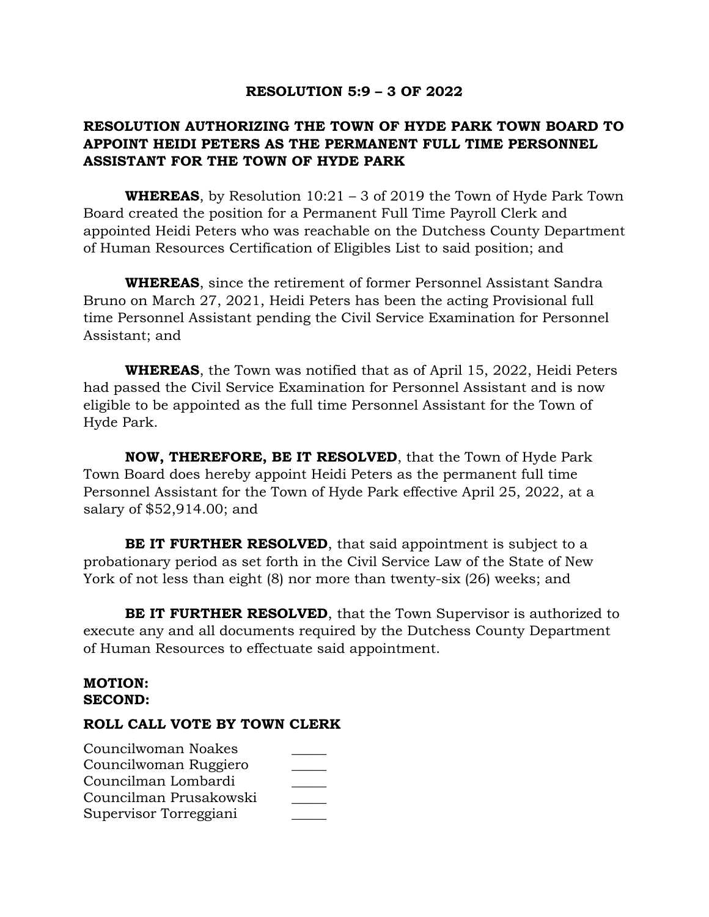**RESOLUTION 5:9 – 3 OF 2022**

**RESOLUTION AUTHORIZING THE TOWN OF HYDE PARK TOWN BOARD TO APPOINT HEIDI PETERS AS THE PERMANENT FULL TIME PERSONNEL ASSISTANT FOR THE TOWN OF HYDE PARK**

**WHEREAS**, by Resolution 10:21 – 3 of 2019 the Town of Hyde Park Town Board created the position for a Permanent Full Time Payroll Clerk and appointed Heidi Peters who was reachable on the Dutchess County Department of Human Resources Certification of Eligibles List to said position; and

**WHEREAS**, since the retirement of former Personnel Assistant Sandra Bruno on March 27, 2021, Heidi Peters has been the acting Provisional full time Personnel Assistant pending the Civil Service Examination for Personnel Assistant; and

**WHEREAS**, the Town was notified that as of April 15, 2022, Heidi Peters had passed the Civil Service Examination for Personnel Assistant and is now eligible to be appointed as the full time Personnel Assistant for the Town of Hyde Park.

**NOW, THEREFORE, BE IT RESOLVED**, that the Town of Hyde Park Town Board does hereby appoint Heidi Peters as the permanent full time Personnel Assistant for the Town of Hyde Park effective April 25, 2022, at a salary of $52,914.00; and

**BE IT FURTHER RESOLVED**, that said appointment is subject to a probationary period as set forth in the Civil Service Law of the State of New York of not less than eight (8) nor more than twenty-six (26) weeks; and

**BE IT FURTHER RESOLVED**, that the Town Supervisor is authorized to execute any and all documents required by the Dutchess County Department of Human Resources to effectuate said appointment.

**MOTION:**
**SECOND:**

**ROLL CALL VOTE BY TOWN CLERK**

Councilwoman Noakes _____
Councilwoman Ruggiero _____
Councilman Lombardi _____
Councilman Prusakowski _____
Supervisor Torreggiani _____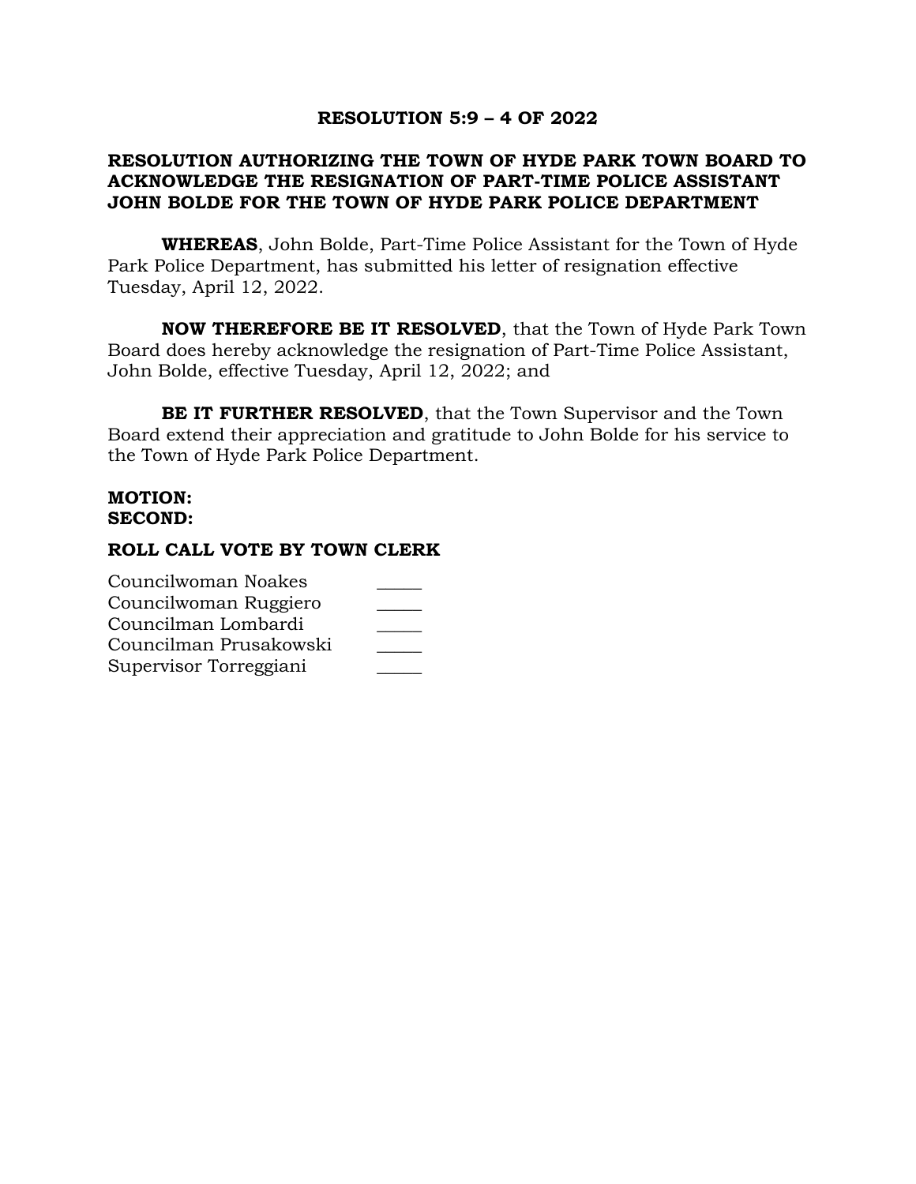**RESOLUTION 5:9 – 4 OF 2022**

**RESOLUTION AUTHORIZING THE TOWN OF HYDE PARK TOWN BOARD TO ACKNOWLEDGE THE RESIGNATION OF PART-TIME POLICE ASSISTANT JOHN BOLDE FOR THE TOWN OF HYDE PARK POLICE DEPARTMENT**

**WHEREAS**, John Bolde, Part-Time Police Assistant for the Town of Hyde Park Police Department, has submitted his letter of resignation effective Tuesday, April 12, 2022.

**NOW THEREFORE BE IT RESOLVED**, that the Town of Hyde Park Town Board does hereby acknowledge the resignation of Part-Time Police Assistant, John Bolde, effective Tuesday, April 12, 2022; and

**BE IT FURTHER RESOLVED**, that the Town Supervisor and the Town Board extend their appreciation and gratitude to John Bolde for his service to the Town of Hyde Park Police Department.

**MOTION:**
**SECOND:**

**ROLL CALL VOTE BY TOWN CLERK**

| | |
|---|---|
| Councilwoman Noakes | _____ |
| Councilwoman Ruggiero | _____ |
| Councilman Lombardi | _____ |
| Councilman Prusakowski | _____ |
| Supervisor Torreggiani | _____ |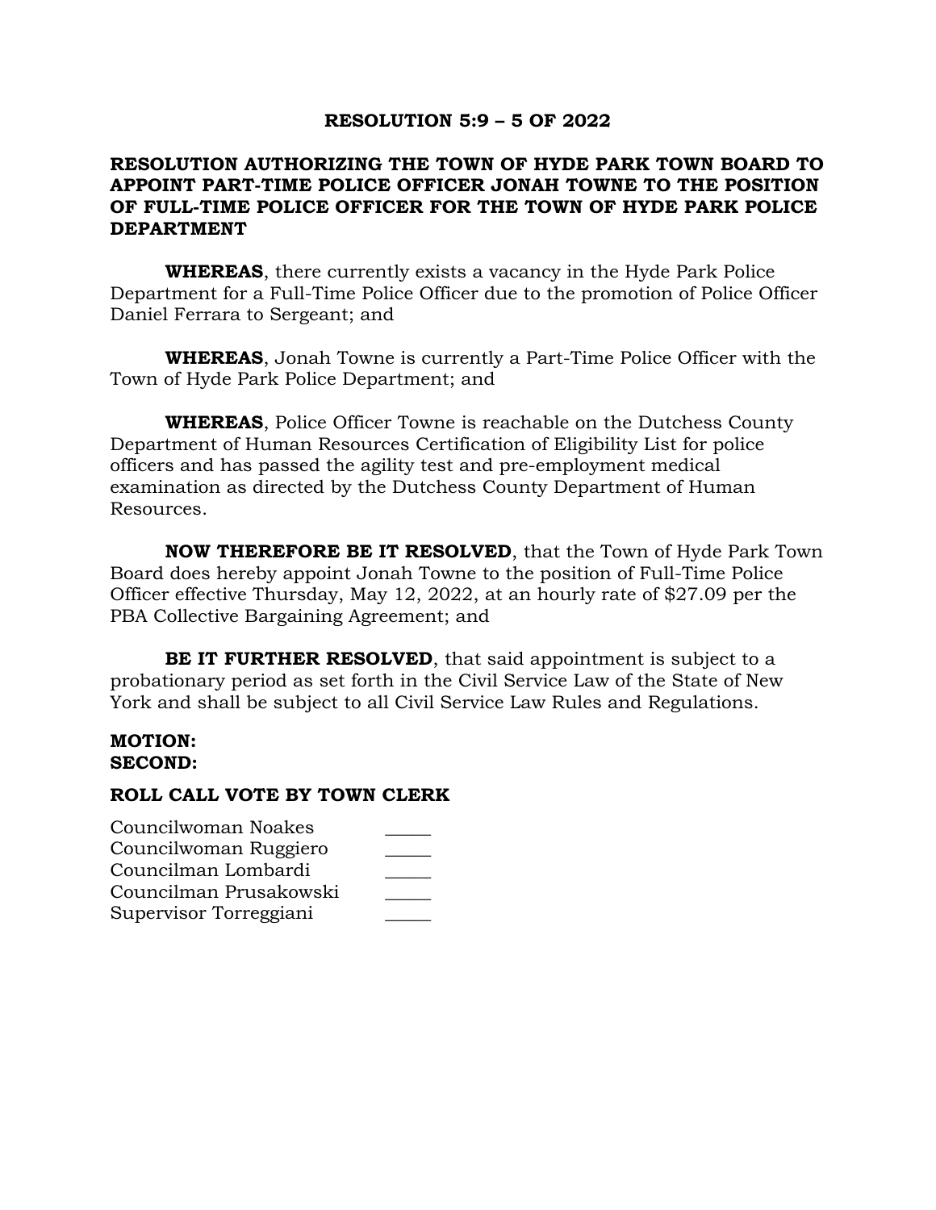# RESOLUTION 5:9 – 5 OF 2022

## RESOLUTION AUTHORIZING THE TOWN OF HYDE PARK TOWN BOARD TO APPOINT PART-TIME POLICE OFFICER JONAH TOWNE TO THE POSITION OF FULL-TIME POLICE OFFICER FOR THE TOWN OF HYDE PARK POLICE DEPARTMENT

**WHEREAS**, there currently exists a vacancy in the Hyde Park Police Department for a Full-Time Police Officer due to the promotion of Police Officer Daniel Ferrara to Sergeant; and

**WHEREAS**, Jonah Towne is currently a Part-Time Police Officer with the Town of Hyde Park Police Department; and

**WHEREAS**, Police Officer Towne is reachable on the Dutchess County Department of Human Resources Certification of Eligibility List for police officers and has passed the agility test and pre-employment medical examination as directed by the Dutchess County Department of Human Resources.

**NOW THEREFORE BE IT RESOLVED**, that the Town of Hyde Park Town Board does hereby appoint Jonah Towne to the position of Full-Time Police Officer effective Thursday, May 12, 2022, at an hourly rate of $27.09 per the PBA Collective Bargaining Agreement; and

**BE IT FURTHER RESOLVED**, that said appointment is subject to a probationary period as set forth in the Civil Service Law of the State of New York and shall be subject to all Civil Service Law Rules and Regulations.

**MOTION:**
**SECOND:**

**ROLL CALL VOTE BY TOWN CLERK**

| | |
|---|---|
| Councilwoman Noakes | _____ |
| Councilwoman Ruggiero | _____ |
| Councilman Lombardi | _____ |
| Councilman Prusakowski | _____ |
| Supervisor Torreggiani | _____ |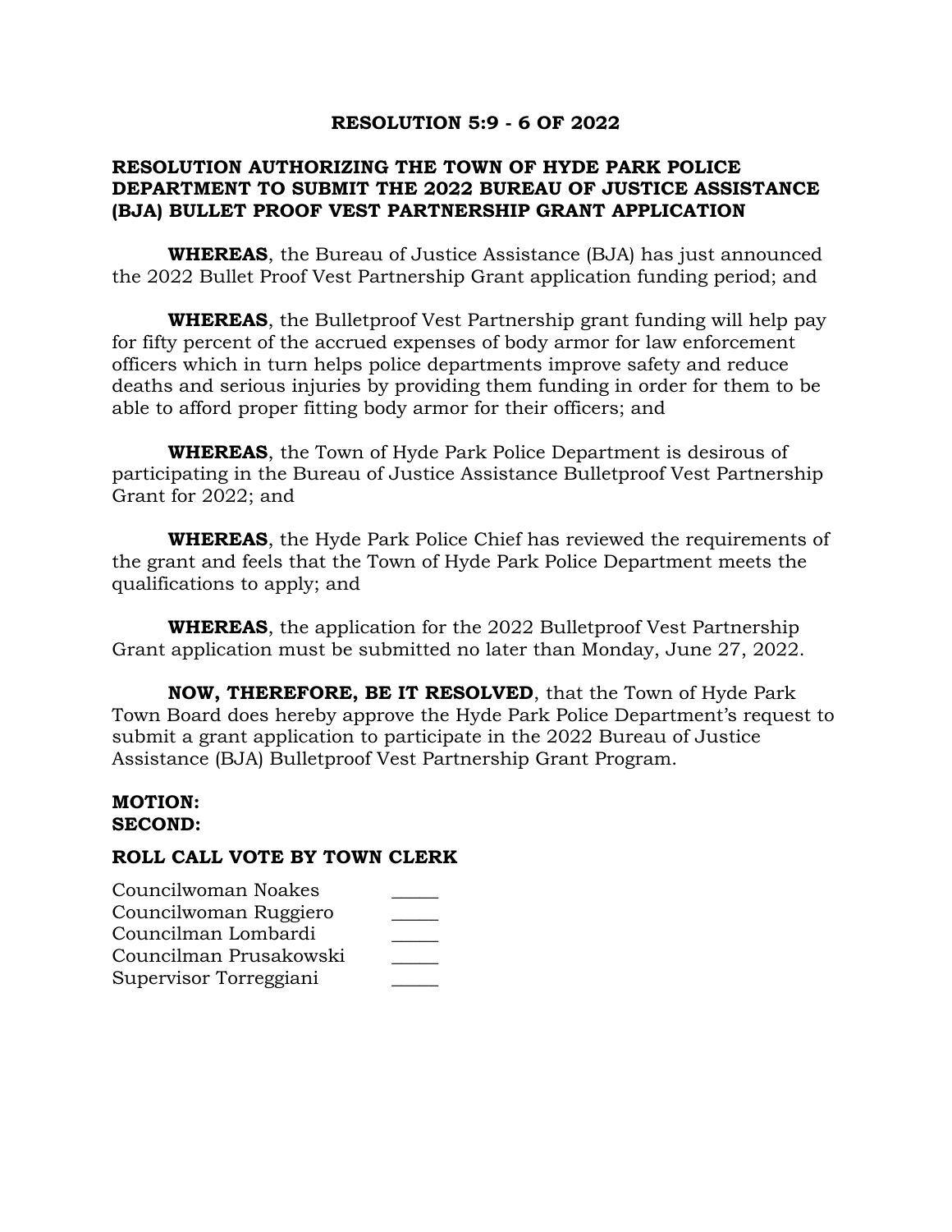**RESOLUTION 5:9 - 6 OF 2022**

**RESOLUTION AUTHORIZING THE TOWN OF HYDE PARK POLICE DEPARTMENT TO SUBMIT THE 2022 BUREAU OF JUSTICE ASSISTANCE (BJA) BULLET PROOF VEST PARTNERSHIP GRANT APPLICATION**

**WHEREAS**, the Bureau of Justice Assistance (BJA) has just announced the 2022 Bullet Proof Vest Partnership Grant application funding period; and

**WHEREAS**, the Bulletproof Vest Partnership grant funding will help pay for fifty percent of the accrued expenses of body armor for law enforcement officers which in turn helps police departments improve safety and reduce deaths and serious injuries by providing them funding in order for them to be able to afford proper fitting body armor for their officers; and

**WHEREAS**, the Town of Hyde Park Police Department is desirous of participating in the Bureau of Justice Assistance Bulletproof Vest Partnership Grant for 2022; and

**WHEREAS**, the Hyde Park Police Chief has reviewed the requirements of the grant and feels that the Town of Hyde Park Police Department meets the qualifications to apply; and

**WHEREAS**, the application for the 2022 Bulletproof Vest Partnership Grant application must be submitted no later than Monday, June 27, 2022.

**NOW, THEREFORE, BE IT RESOLVED**, that the Town of Hyde Park Town Board does hereby approve the Hyde Park Police Department's request to submit a grant application to participate in the 2022 Bureau of Justice Assistance (BJA) Bulletproof Vest Partnership Grant Program.

**MOTION:**
**SECOND:**

**ROLL CALL VOTE BY TOWN CLERK**

Councilwoman Noakes _____
Councilwoman Ruggiero _____
Councilman Lombardi _____
Councilman Prusakowski _____
Supervisor Torreggiani _____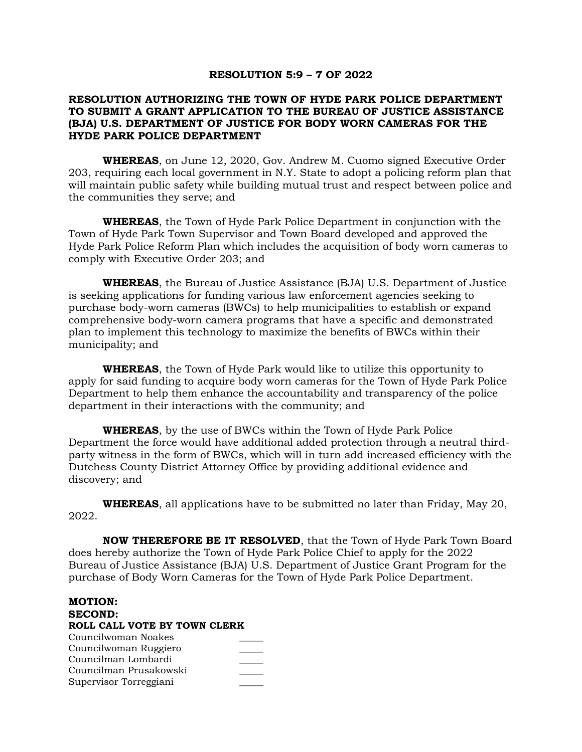**RESOLUTION 5:9 – 7 OF 2022**

**RESOLUTION AUTHORIZING THE TOWN OF HYDE PARK POLICE DEPARTMENT TO SUBMIT A GRANT APPLICATION TO THE BUREAU OF JUSTICE ASSISTANCE (BJA) U.S. DEPARTMENT OF JUSTICE FOR BODY WORN CAMERAS FOR THE HYDE PARK POLICE DEPARTMENT**

**WHEREAS**, on June 12, 2020, Gov. Andrew M. Cuomo signed Executive Order 203, requiring each local government in N.Y. State to adopt a policing reform plan that will maintain public safety while building mutual trust and respect between police and the communities they serve; and

**WHEREAS**, the Town of Hyde Park Police Department in conjunction with the Town of Hyde Park Town Supervisor and Town Board developed and approved the Hyde Park Police Reform Plan which includes the acquisition of body worn cameras to comply with Executive Order 203; and

**WHEREAS**, the Bureau of Justice Assistance (BJA) U.S. Department of Justice is seeking applications for funding various law enforcement agencies seeking to purchase body-worn cameras (BWCs) to help municipalities to establish or expand comprehensive body-worn camera programs that have a specific and demonstrated plan to implement this technology to maximize the benefits of BWCs within their municipality; and

**WHEREAS**, the Town of Hyde Park would like to utilize this opportunity to apply for said funding to acquire body worn cameras for the Town of Hyde Park Police Department to help them enhance the accountability and transparency of the police department in their interactions with the community; and

**WHEREAS**, by the use of BWCs within the Town of Hyde Park Police Department the force would have additional added protection through a neutral third-party witness in the form of BWCs, which will in turn add increased efficiency with the Dutchess County District Attorney Office by providing additional evidence and discovery; and

**WHEREAS**, all applications have to be submitted no later than Friday, May 20, 2022.

**NOW THEREFORE BE IT RESOLVED**, that the Town of Hyde Park Town Board does hereby authorize the Town of Hyde Park Police Chief to apply for the 2022 Bureau of Justice Assistance (BJA) U.S. Department of Justice Grant Program for the purchase of Body Worn Cameras for the Town of Hyde Park Police Department.

**MOTION:**
**SECOND:**
**ROLL CALL VOTE BY TOWN CLERK**

| | |
|---|---|
| Councilwoman Noakes | _____ |
| Councilwoman Ruggiero | _____ |
| Councilman Lombardi | _____ |
| Councilman Prusakowski | _____ |
| Supervisor Torreggiani | _____ |